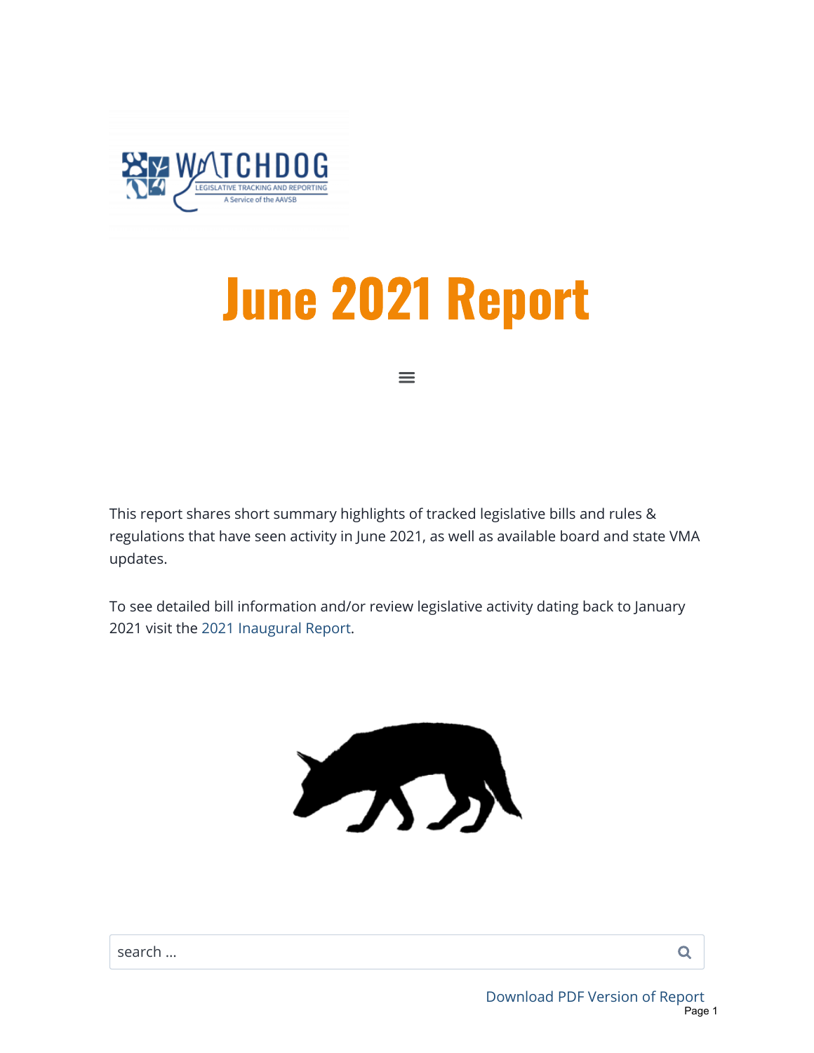# June 2021 Report

This report shares short summary highlights of tracked legislative bills and rules & regulations that have seen activity in June 2021, as well as available board and state VMA updates.

To see detailed bill information and/or review legislative activity dating back to January 2021 visit the 2021 Inaugural Report.

search ...

Download PDF Version of Report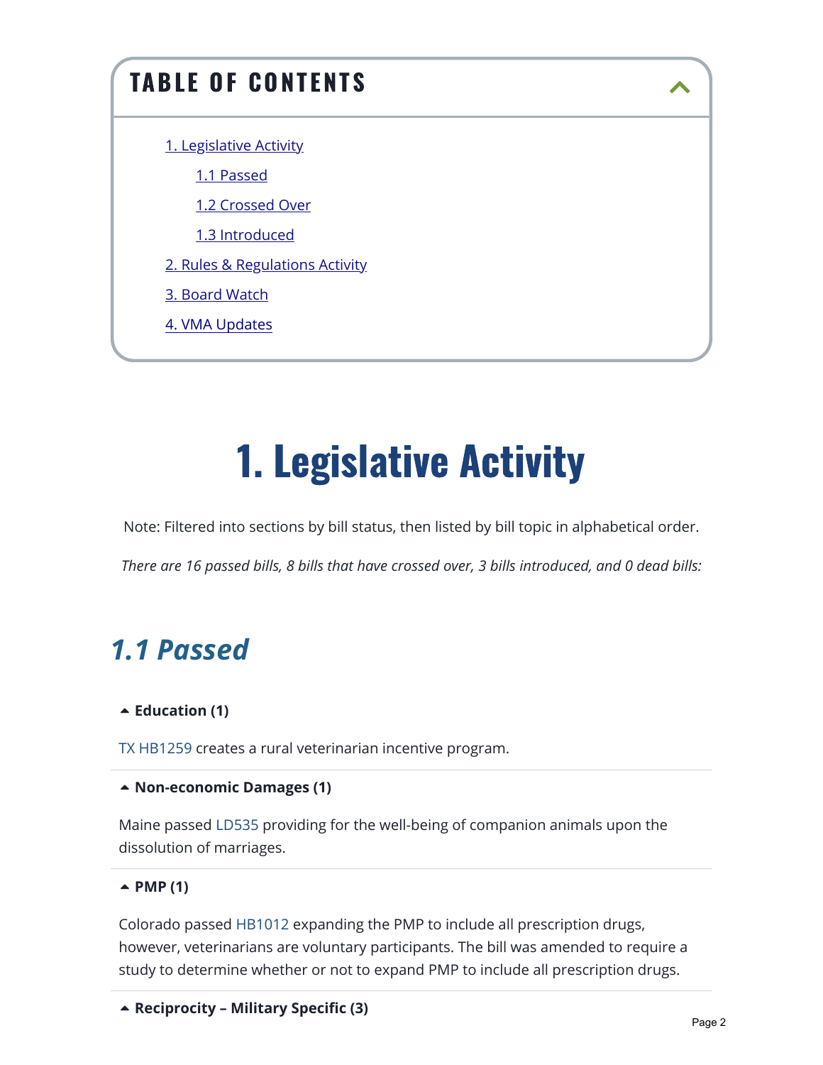## TABLE OF CONTENTS

- 1. Legislative Activity
  - 1.1 Passed
  - 1.2 Crossed Over
  - 1.3 Introduced
- 2. Rules & Regulations Activity
- 3. Board Watch
- 4. VMA Updates

# 1. Legislative Activity

Note: Filtered into sections by bill status, then listed by bill topic in alphabetical order.

*There are 16 passed bills, 8 bills that have crossed over, 3 bills introduced, and 0 dead bills:*

## *1.1 Passed*

**Education (1)**

TX HB1259 creates a rural veterinarian incentive program.

**Non-economic Damages (1)**

Maine passed LD535 providing for the well-being of companion animals upon the dissolution of marriages.

**PMP (1)**

Colorado passed HB1012 expanding the PMP to include all prescription drugs, however, veterinarians are voluntary participants. The bill was amended to require a study to determine whether or not to expand PMP to include all prescription drugs.

**Reciprocity – Military Specific (3)**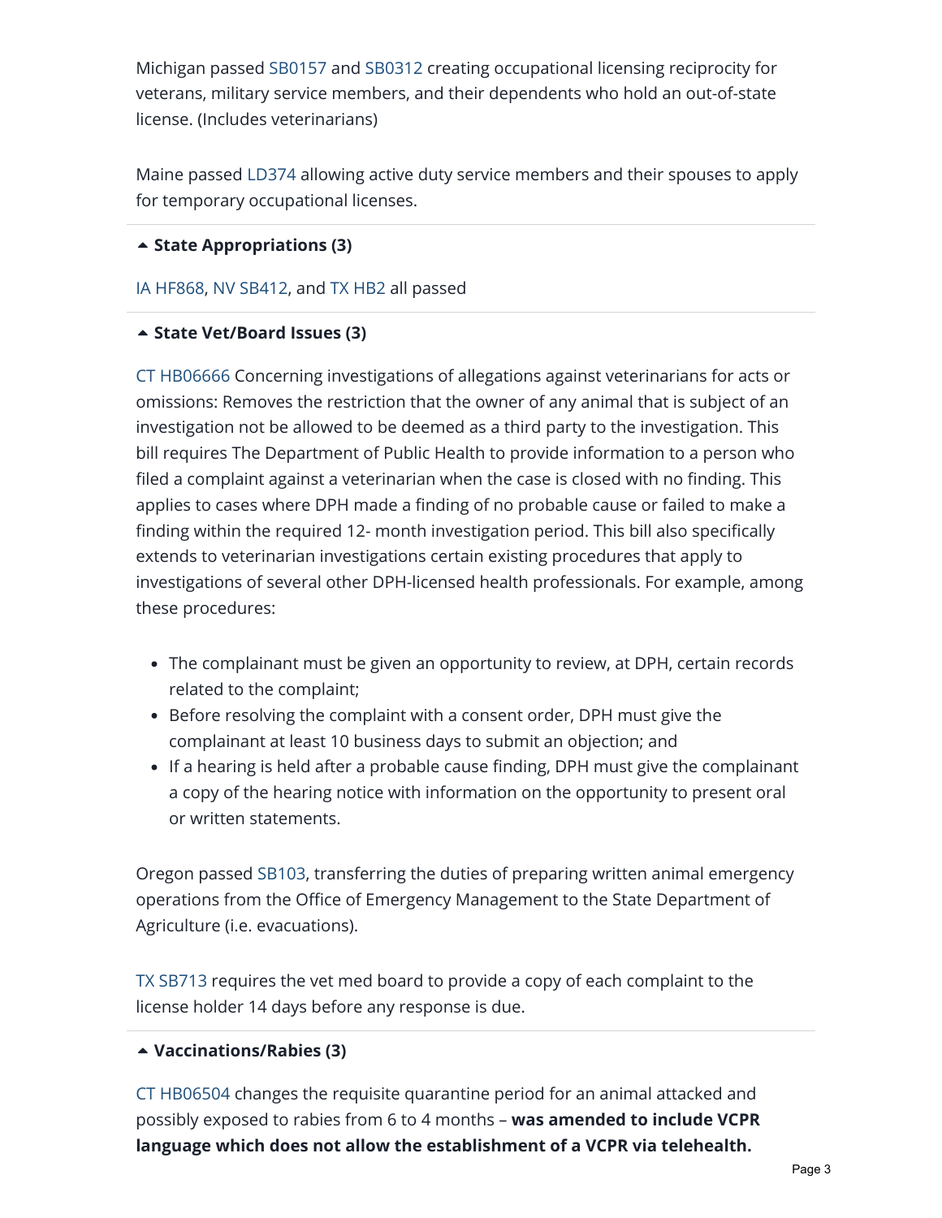Michigan passed SB0157 and SB0312 creating occupational licensing reciprocity for veterans, military service members, and their dependents who hold an out-of-state license. (Includes veterinarians)

Maine passed LD374 allowing active duty service members and their spouses to apply for temporary occupational licenses.

### State Appropriations (3)

IA HF868, NV SB412, and TX HB2 all passed

### State Vet/Board Issues (3)

CT HB06666 Concerning investigations of allegations against veterinarians for acts or omissions: Removes the restriction that the owner of any animal that is subject of an investigation not be allowed to be deemed as a third party to the investigation. This bill requires The Department of Public Health to provide information to a person who filed a complaint against a veterinarian when the case is closed with no finding. This applies to cases where DPH made a finding of no probable cause or failed to make a finding within the required 12- month investigation period. This bill also specifically extends to veterinarian investigations certain existing procedures that apply to investigations of several other DPH-licensed health professionals. For example, among these procedures:

- The complainant must be given an opportunity to review, at DPH, certain records related to the complaint;
- Before resolving the complaint with a consent order, DPH must give the complainant at least 10 business days to submit an objection; and
- If a hearing is held after a probable cause finding, DPH must give the complainant a copy of the hearing notice with information on the opportunity to present oral or written statements.

Oregon passed SB103, transferring the duties of preparing written animal emergency operations from the Office of Emergency Management to the State Department of Agriculture (i.e. evacuations).

TX SB713 requires the vet med board to provide a copy of each complaint to the license holder 14 days before any response is due.

### Vaccinations/Rabies (3)

CT HB06504 changes the requisite quarantine period for an animal attacked and possibly exposed to rabies from 6 to 4 months – **was amended to include VCPR language which does not allow the establishment of a VCPR via telehealth.**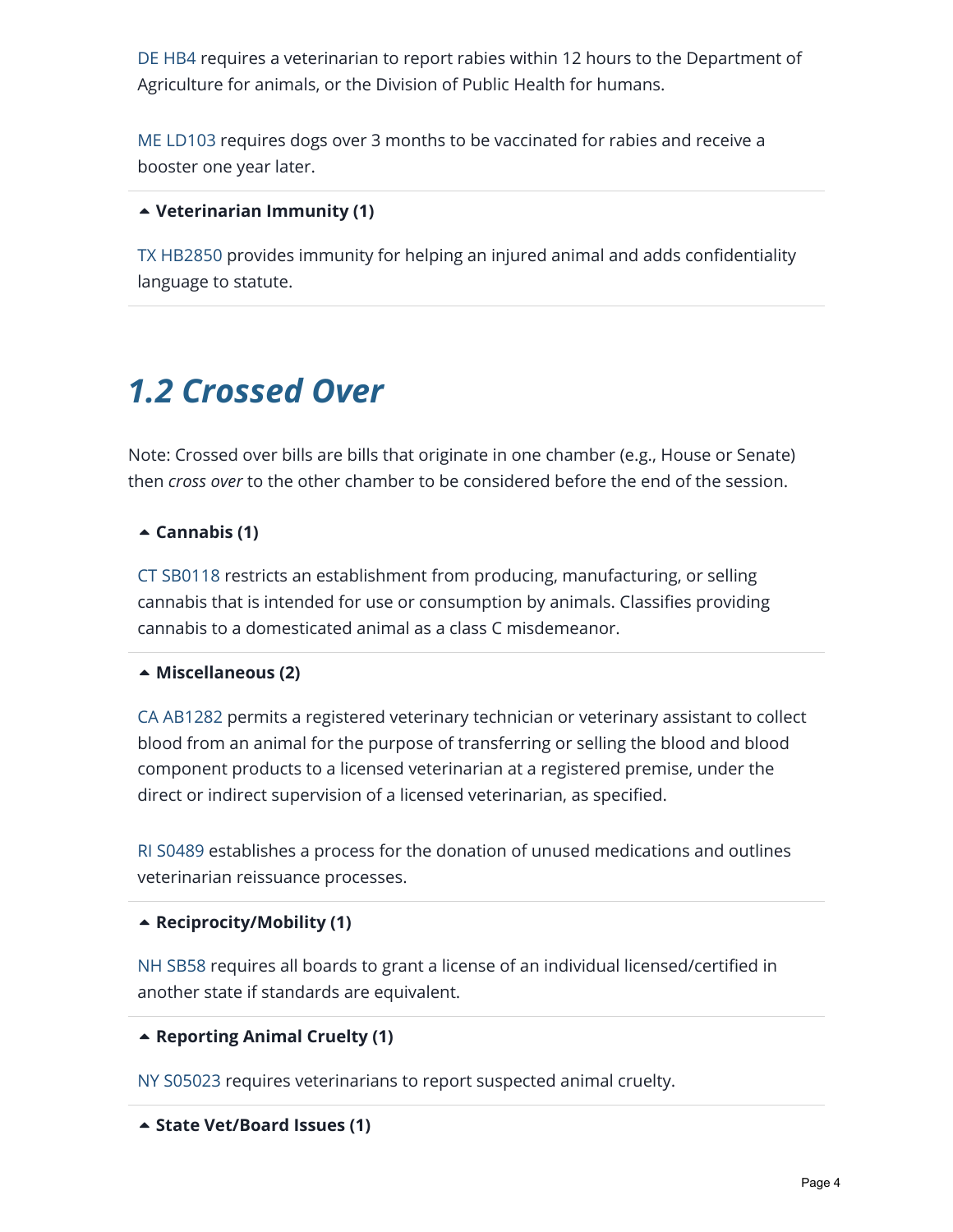DE HB4 requires a veterinarian to report rabies within 12 hours to the Department of Agriculture for animals, or the Division of Public Health for humans.

ME LD103 requires dogs over 3 months to be vaccinated for rabies and receive a booster one year later.

**Veterinarian Immunity (1)**

TX HB2850 provides immunity for helping an injured animal and adds confidentiality language to statute.

## *1.2 Crossed Over*

Note: Crossed over bills are bills that originate in one chamber (e.g., House or Senate) then *cross over* to the other chamber to be considered before the end of the session.

**Cannabis (1)**

CT SB0118 restricts an establishment from producing, manufacturing, or selling cannabis that is intended for use or consumption by animals. Classifies providing cannabis to a domesticated animal as a class C misdemeanor.

**Miscellaneous (2)**

CA AB1282 permits a registered veterinary technician or veterinary assistant to collect blood from an animal for the purpose of transferring or selling the blood and blood component products to a licensed veterinarian at a registered premise, under the direct or indirect supervision of a licensed veterinarian, as specified.

RI S0489 establishes a process for the donation of unused medications and outlines veterinarian reissuance processes.

**Reciprocity/Mobility (1)**

NH SB58 requires all boards to grant a license of an individual licensed/certified in another state if standards are equivalent.

**Reporting Animal Cruelty (1)**

NY S05023 requires veterinarians to report suspected animal cruelty.

**State Vet/Board Issues (1)**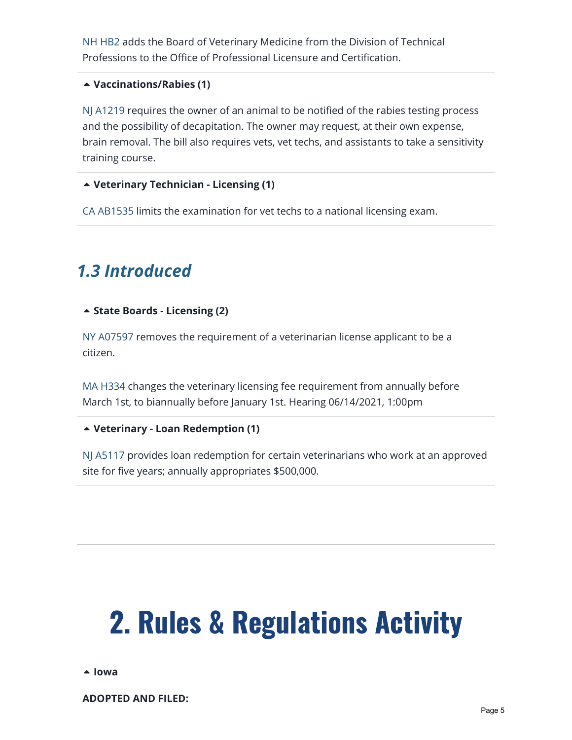NH HB2 adds the Board of Veterinary Medicine from the Division of Technical Professions to the Office of Professional Licensure and Certification.

**Vaccinations/Rabies (1)**

NJ A1219 requires the owner of an animal to be notified of the rabies testing process and the possibility of decapitation. The owner may request, at their own expense, brain removal. The bill also requires vets, vet techs, and assistants to take a sensitivity training course.

**Veterinary Technician - Licensing (1)**

CA AB1535 limits the examination for vet techs to a national licensing exam.

### *1.3 Introduced*

**State Boards - Licensing (2)**

NY A07597 removes the requirement of a veterinarian license applicant to be a citizen.

MA H334 changes the veterinary licensing fee requirement from annually before March 1st, to biannually before January 1st. Hearing 06/14/2021, 1:00pm

**Veterinary - Loan Redemption (1)**

NJ A5117 provides loan redemption for certain veterinarians who work at an approved site for five years; annually appropriates $500,000.

---

# 2. Rules & Regulations Activity

**Iowa**

**ADOPTED AND FILED:**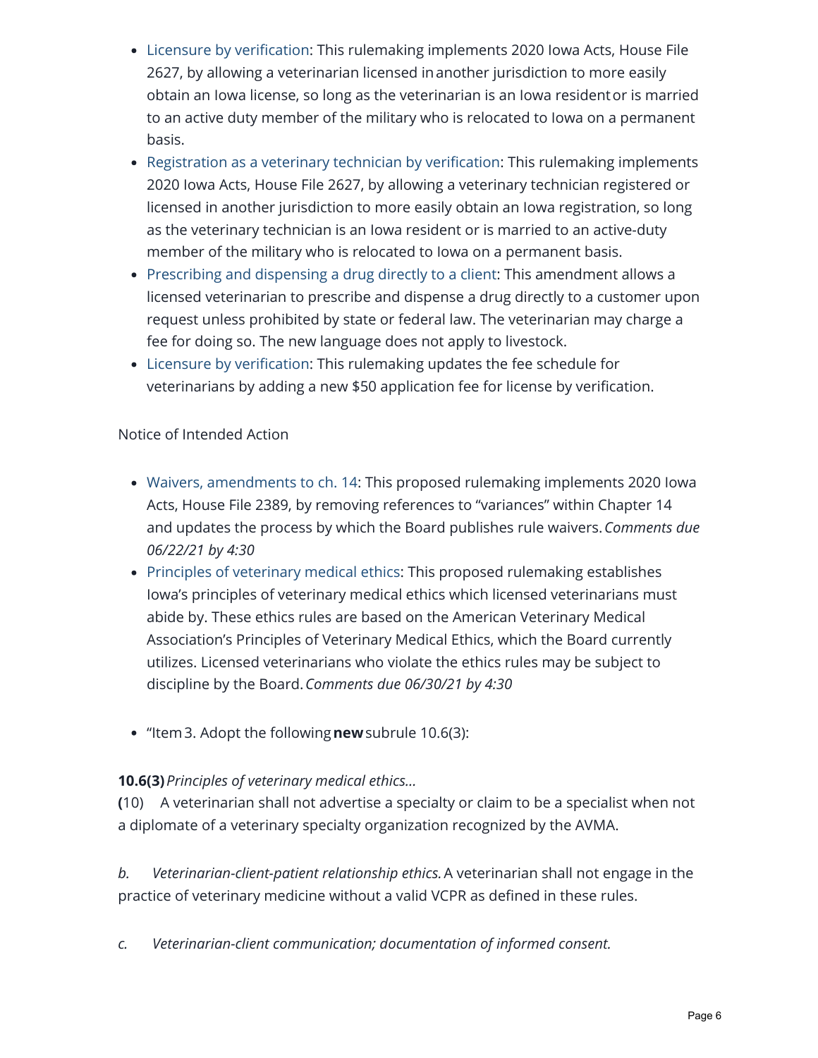- Licensure by verification: This rulemaking implements 2020 Iowa Acts, House File 2627, by allowing a veterinarian licensed in another jurisdiction to more easily obtain an Iowa license, so long as the veterinarian is an Iowa resident or is married to an active duty member of the military who is relocated to Iowa on a permanent basis.
- Registration as a veterinary technician by verification: This rulemaking implements 2020 Iowa Acts, House File 2627, by allowing a veterinary technician registered or licensed in another jurisdiction to more easily obtain an Iowa registration, so long as the veterinary technician is an Iowa resident or is married to an active-duty member of the military who is relocated to Iowa on a permanent basis.
- Prescribing and dispensing a drug directly to a client: This amendment allows a licensed veterinarian to prescribe and dispense a drug directly to a customer upon request unless prohibited by state or federal law. The veterinarian may charge a fee for doing so. The new language does not apply to livestock.
- Licensure by verification: This rulemaking updates the fee schedule for veterinarians by adding a new $50 application fee for license by verification.

Notice of Intended Action

- Waivers, amendments to ch. 14: This proposed rulemaking implements 2020 Iowa Acts, House File 2389, by removing references to "variances" within Chapter 14 and updates the process by which the Board publishes rule waivers. *Comments due 06/22/21 by 4:30*
- Principles of veterinary medical ethics: This proposed rulemaking establishes Iowa's principles of veterinary medical ethics which licensed veterinarians must abide by. These ethics rules are based on the American Veterinary Medical Association's Principles of Veterinary Medical Ethics, which the Board currently utilizes. Licensed veterinarians who violate the ethics rules may be subject to discipline by the Board. *Comments due 06/30/21 by 4:30*

- "Item 3. Adopt the following **new** subrule 10.6(3):

**10.6(3)** *Principles of veterinary medical ethics...*
**(**10) A veterinarian shall not advertise a specialty or claim to be a specialist when not a diplomate of a veterinary specialty organization recognized by the AVMA.

*b. Veterinarian-client-patient relationship ethics.* A veterinarian shall not engage in the practice of veterinary medicine without a valid VCPR as defined in these rules.

*c. Veterinarian-client communication; documentation of informed consent.*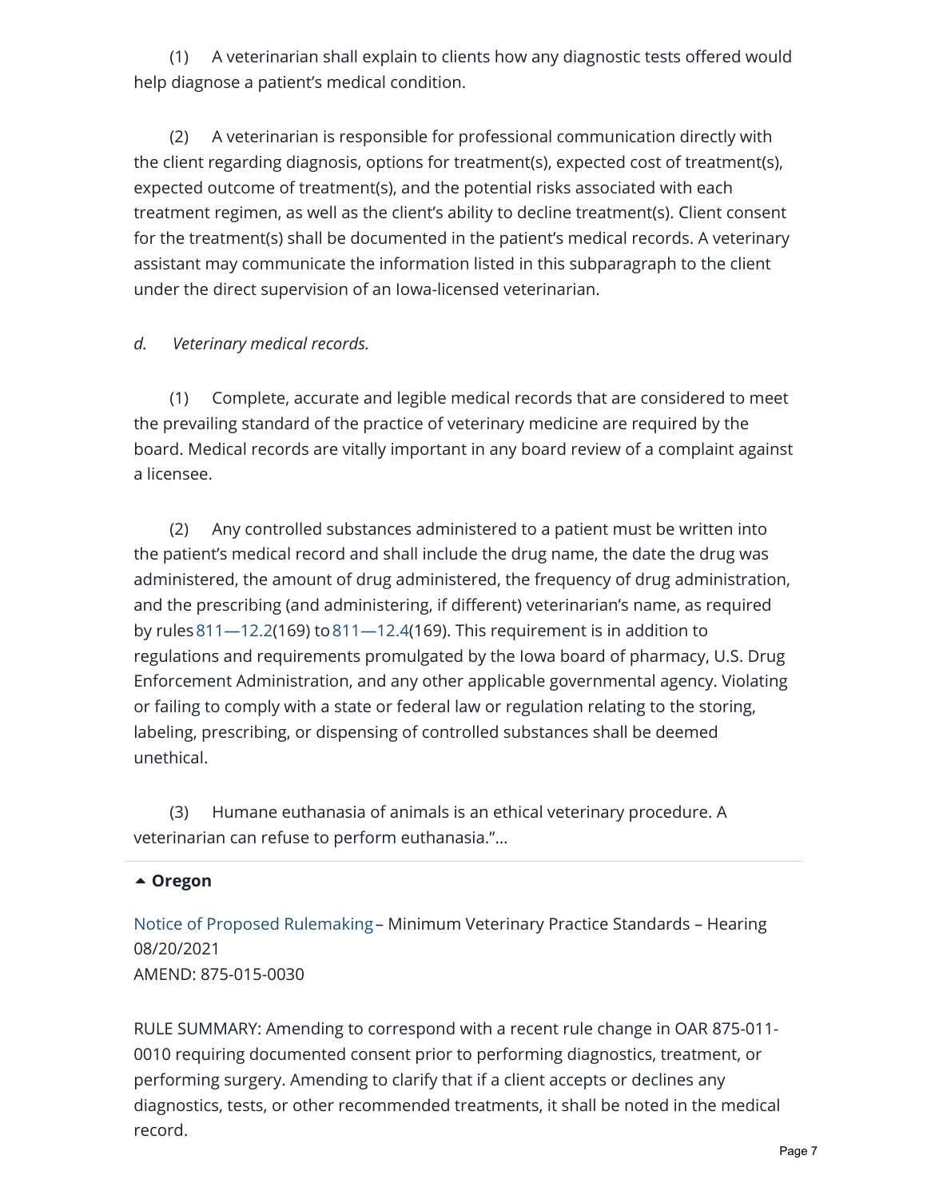(1) A veterinarian shall explain to clients how any diagnostic tests offered would help diagnose a patient's medical condition.

(2) A veterinarian is responsible for professional communication directly with the client regarding diagnosis, options for treatment(s), expected cost of treatment(s), expected outcome of treatment(s), and the potential risks associated with each treatment regimen, as well as the client's ability to decline treatment(s). Client consent for the treatment(s) shall be documented in the patient's medical records. A veterinary assistant may communicate the information listed in this subparagraph to the client under the direct supervision of an Iowa-licensed veterinarian.

*d. Veterinary medical records.*

(1) Complete, accurate and legible medical records that are considered to meet the prevailing standard of the practice of veterinary medicine are required by the board. Medical records are vitally important in any board review of a complaint against a licensee.

(2) Any controlled substances administered to a patient must be written into the patient's medical record and shall include the drug name, the date the drug was administered, the amount of drug administered, the frequency of drug administration, and the prescribing (and administering, if different) veterinarian's name, as required by rules 811—12.2(169) to 811—12.4(169). This requirement is in addition to regulations and requirements promulgated by the Iowa board of pharmacy, U.S. Drug Enforcement Administration, and any other applicable governmental agency. Violating or failing to comply with a state or federal law or regulation relating to the storing, labeling, prescribing, or dispensing of controlled substances shall be deemed unethical.

(3) Humane euthanasia of animals is an ethical veterinary procedure. A veterinarian can refuse to perform euthanasia."...

**Oregon**

Notice of Proposed Rulemaking – Minimum Veterinary Practice Standards – Hearing 08/20/2021
AMEND: 875-015-0030

RULE SUMMARY: Amending to correspond with a recent rule change in OAR 875-011-0010 requiring documented consent prior to performing diagnostics, treatment, or performing surgery. Amending to clarify that if a client accepts or declines any diagnostics, tests, or other recommended treatments, it shall be noted in the medical record.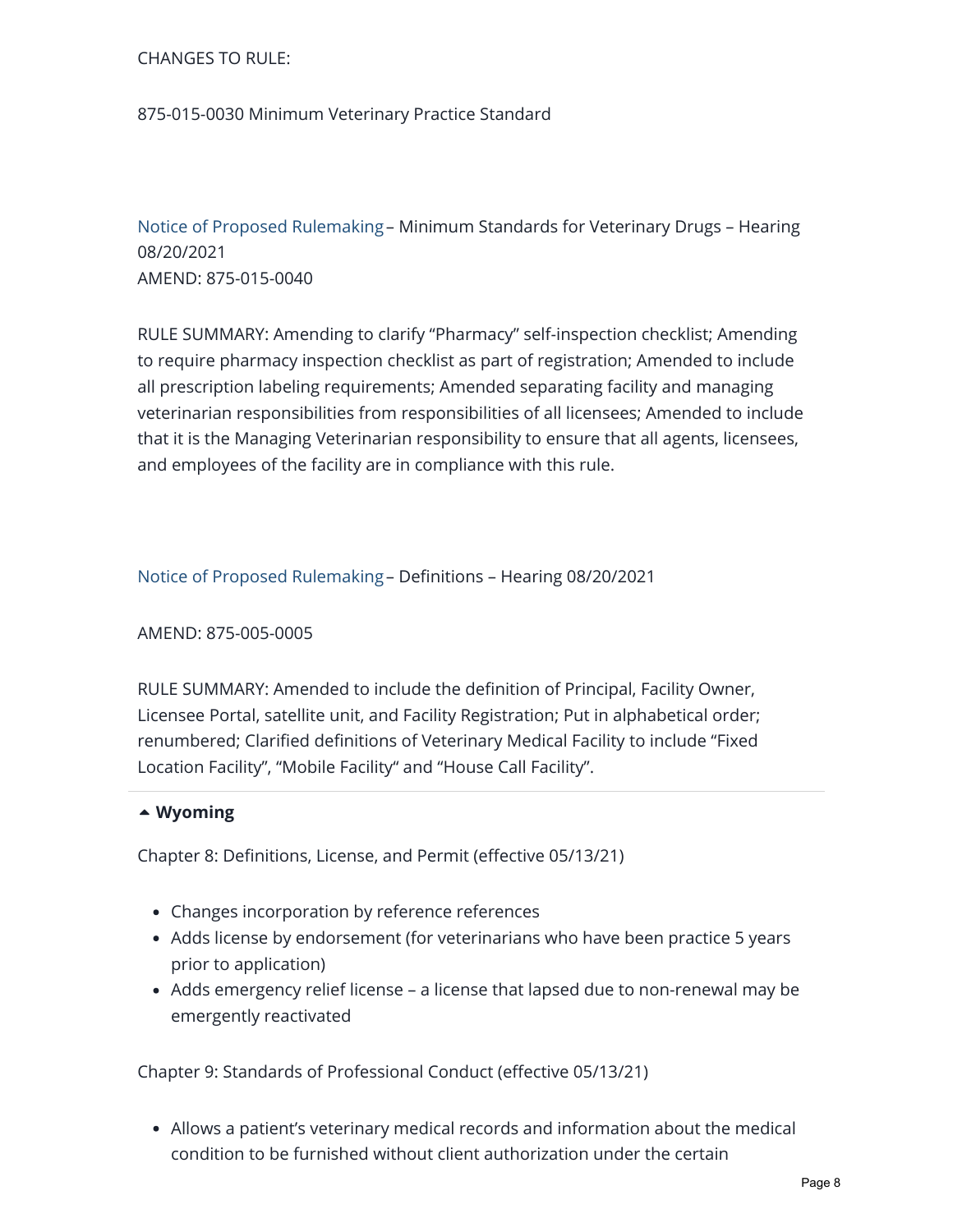CHANGES TO RULE:

875-015-0030 Minimum Veterinary Practice Standard

Notice of Proposed Rulemaking – Minimum Standards for Veterinary Drugs – Hearing 08/20/2021
AMEND: 875-015-0040

RULE SUMMARY: Amending to clarify "Pharmacy" self-inspection checklist; Amending to require pharmacy inspection checklist as part of registration; Amended to include all prescription labeling requirements; Amended separating facility and managing veterinarian responsibilities from responsibilities of all licensees; Amended to include that it is the Managing Veterinarian responsibility to ensure that all agents, licensees, and employees of the facility are in compliance with this rule.

Notice of Proposed Rulemaking – Definitions – Hearing 08/20/2021

AMEND: 875-005-0005

RULE SUMMARY: Amended to include the definition of Principal, Facility Owner, Licensee Portal, satellite unit, and Facility Registration; Put in alphabetical order; renumbered; Clarified definitions of Veterinary Medical Facility to include "Fixed Location Facility", "Mobile Facility" and "House Call Facility".

### Wyoming

Chapter 8: Definitions, License, and Permit (effective 05/13/21)

- Changes incorporation by reference references
- Adds license by endorsement (for veterinarians who have been practice 5 years prior to application)
- Adds emergency relief license – a license that lapsed due to non-renewal may be emergently reactivated

Chapter 9: Standards of Professional Conduct (effective 05/13/21)

- Allows a patient's veterinary medical records and information about the medical condition to be furnished without client authorization under the certain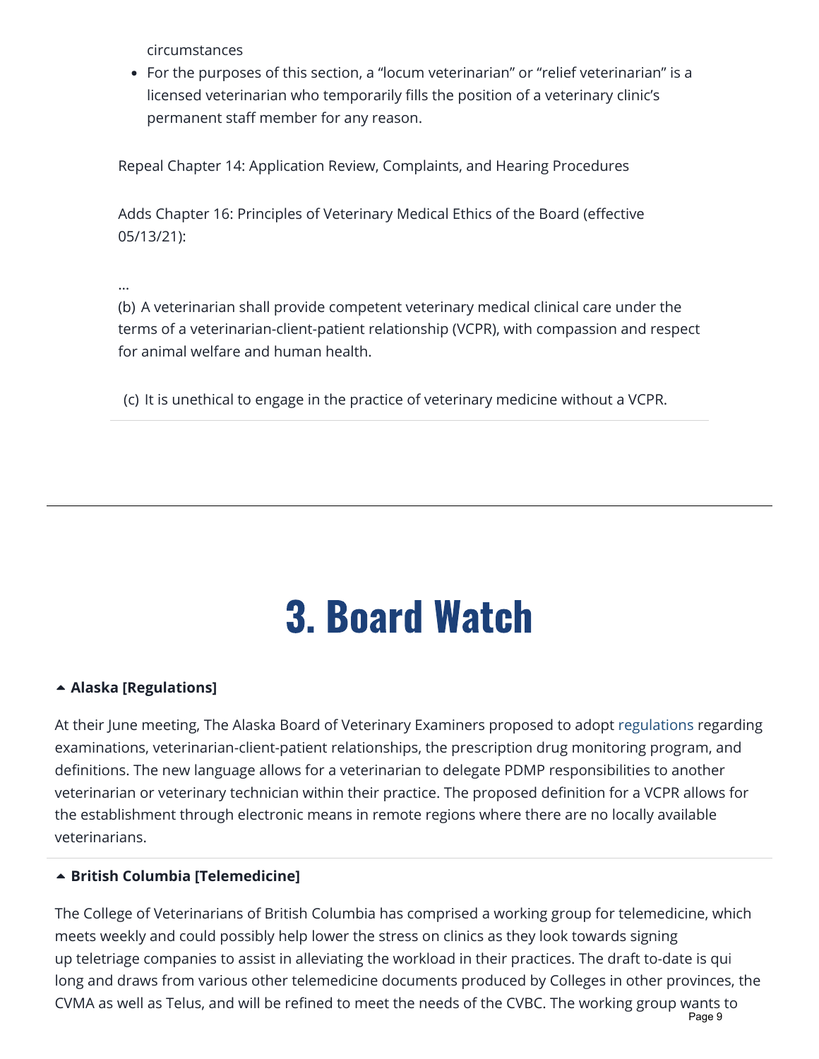circumstances

- For the purposes of this section, a "locum veterinarian" or "relief veterinarian" is a licensed veterinarian who temporarily fills the position of a veterinary clinic's permanent staff member for any reason.

Repeal Chapter 14: Application Review, Complaints, and Hearing Procedures

Adds Chapter 16: Principles of Veterinary Medical Ethics of the Board (effective 05/13/21):

...

(b) A veterinarian shall provide competent veterinary medical clinical care under the terms of a veterinarian-client-patient relationship (VCPR), with compassion and respect for animal welfare and human health.

(c) It is unethical to engage in the practice of veterinary medicine without a VCPR.

---

# 3. Board Watch

### Alaska [Regulations]

At their June meeting, The Alaska Board of Veterinary Examiners proposed to adopt regulations regarding examinations, veterinarian-client-patient relationships, the prescription drug monitoring program, and definitions. The new language allows for a veterinarian to delegate PDMP responsibilities to another veterinarian or veterinary technician within their practice. The proposed definition for a VCPR allows for the establishment through electronic means in remote regions where there are no locally available veterinarians.

### British Columbia [Telemedicine]

The College of Veterinarians of British Columbia has comprised a working group for telemedicine, which meets weekly and could possibly help lower the stress on clinics as they look towards signing up teletriage companies to assist in alleviating the workload in their practices. The draft to-date is qui long and draws from various other telemedicine documents produced by Colleges in other provinces, the CVMA as well as Telus, and will be refined to meet the needs of the CVBC. The working group wants to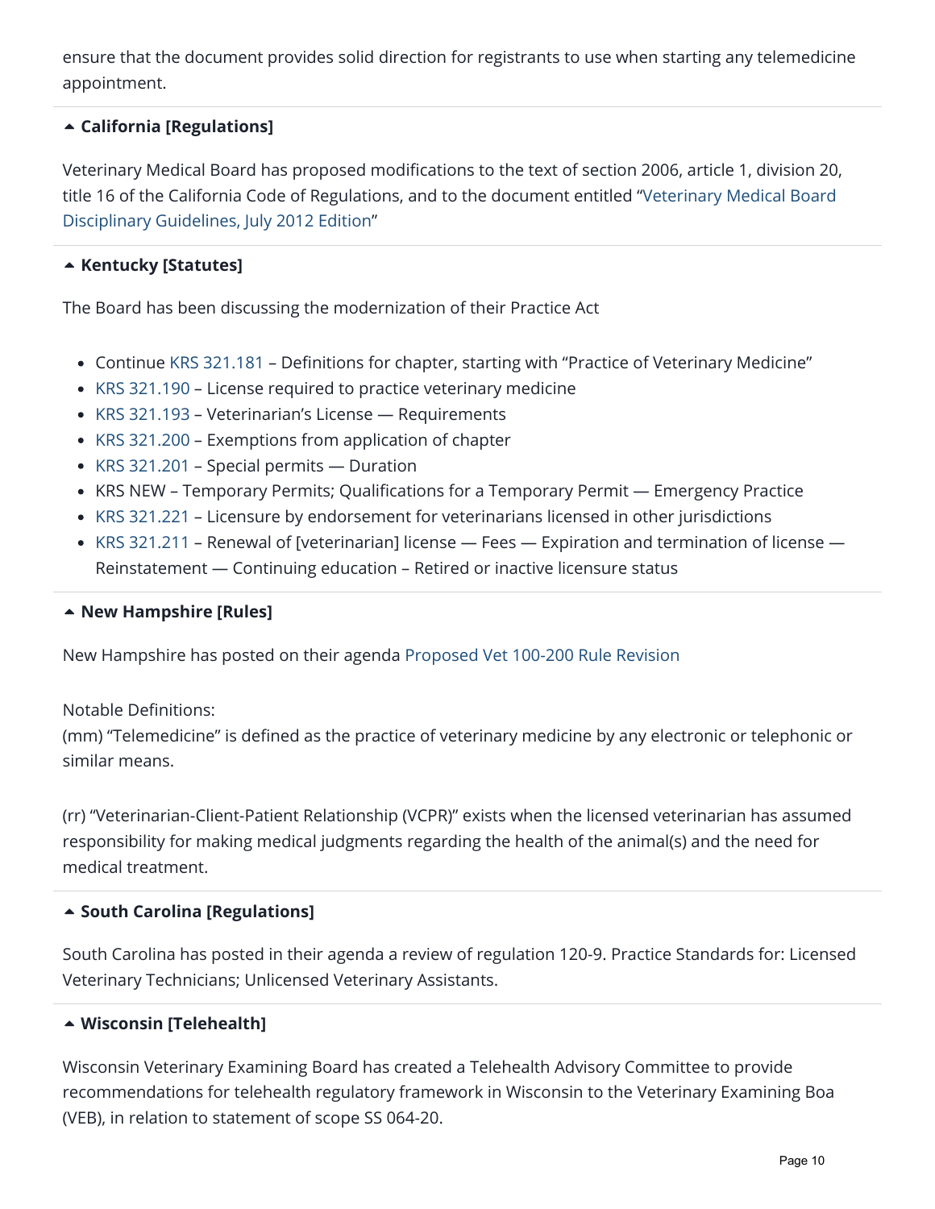ensure that the document provides solid direction for registrants to use when starting any telemedicine appointment.

### California [Regulations]

Veterinary Medical Board has proposed modifications to the text of section 2006, article 1, division 20, title 16 of the California Code of Regulations, and to the document entitled "Veterinary Medical Board Disciplinary Guidelines, July 2012 Edition"

### Kentucky [Statutes]

The Board has been discussing the modernization of their Practice Act

- Continue KRS 321.181 – Definitions for chapter, starting with "Practice of Veterinary Medicine"
- KRS 321.190 – License required to practice veterinary medicine
- KRS 321.193 – Veterinarian's License — Requirements
- KRS 321.200 – Exemptions from application of chapter
- KRS 321.201 – Special permits — Duration
- KRS NEW – Temporary Permits; Qualifications for a Temporary Permit — Emergency Practice
- KRS 321.221 – Licensure by endorsement for veterinarians licensed in other jurisdictions
- KRS 321.211 – Renewal of [veterinarian] license — Fees — Expiration and termination of license — Reinstatement — Continuing education – Retired or inactive licensure status

### New Hampshire [Rules]

New Hampshire has posted on their agenda Proposed Vet 100-200 Rule Revision

Notable Definitions:
(mm) "Telemedicine" is defined as the practice of veterinary medicine by any electronic or telephonic or similar means.

(rr) "Veterinarian-Client-Patient Relationship (VCPR)" exists when the licensed veterinarian has assumed responsibility for making medical judgments regarding the health of the animal(s) and the need for medical treatment.

### South Carolina [Regulations]

South Carolina has posted in their agenda a review of regulation 120-9. Practice Standards for: Licensed Veterinary Technicians; Unlicensed Veterinary Assistants.

### Wisconsin [Telehealth]

Wisconsin Veterinary Examining Board has created a Telehealth Advisory Committee to provide recommendations for telehealth regulatory framework in Wisconsin to the Veterinary Examining Boa (VEB), in relation to statement of scope SS 064-20.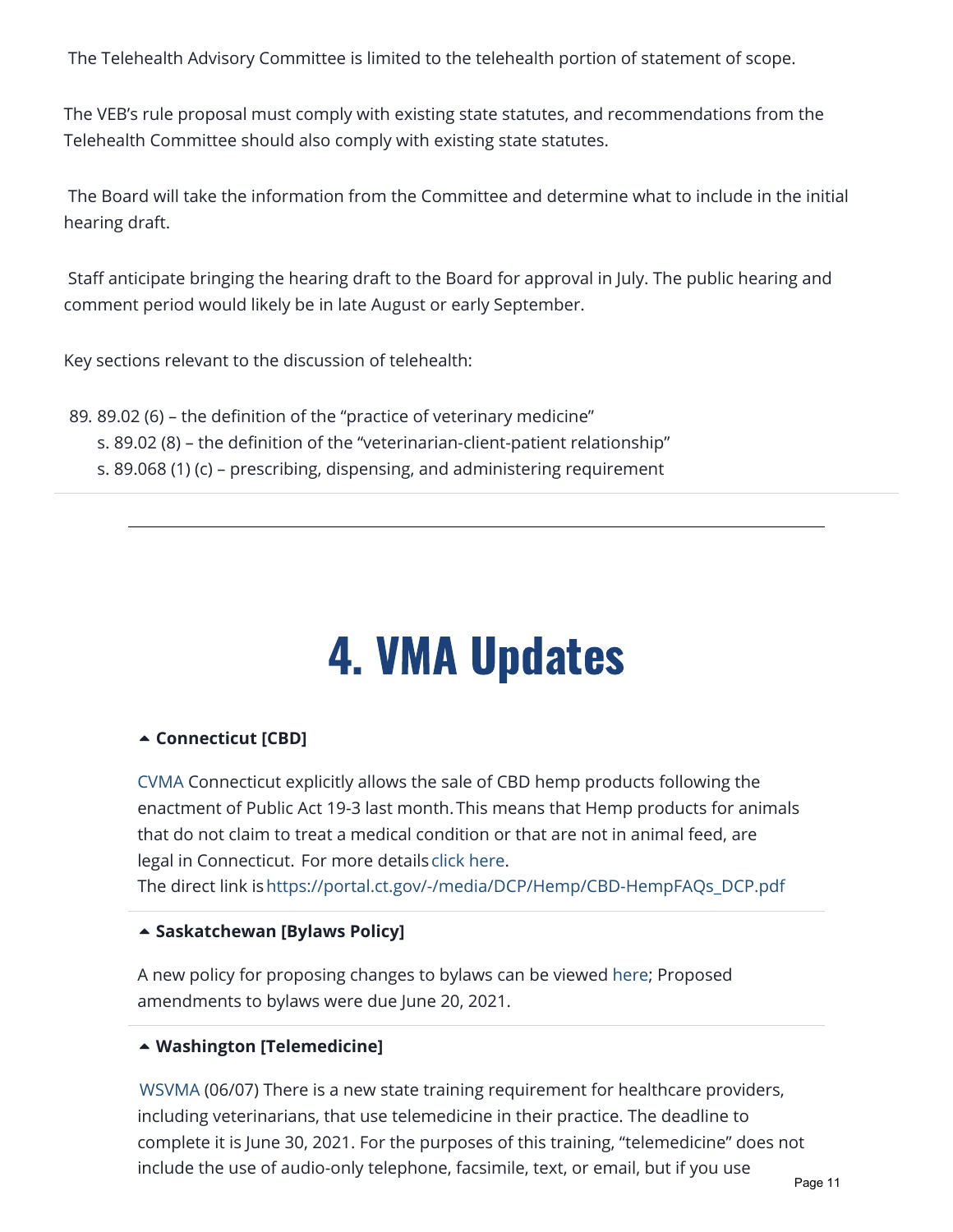The Telehealth Advisory Committee is limited to the telehealth portion of statement of scope.

The VEB's rule proposal must comply with existing state statutes, and recommendations from the Telehealth Committee should also comply with existing state statutes.

The Board will take the information from the Committee and determine what to include in the initial hearing draft.

Staff anticipate bringing the hearing draft to the Board for approval in July. The public hearing and comment period would likely be in late August or early September.

Key sections relevant to the discussion of telehealth:

89. 89.02 (6) – the definition of the "practice of veterinary medicine"
 s. 89.02 (8) – the definition of the "veterinarian-client-patient relationship"
 s. 89.068 (1) (c) – prescribing, dispensing, and administering requirement

---

# 4. VMA Updates

**Connecticut [CBD]**

CVMA Connecticut explicitly allows the sale of CBD hemp products following the enactment of Public Act 19-3 last month. This means that Hemp products for animals that do not claim to treat a medical condition or that are not in animal feed, are legal in Connecticut. For more details click here.
The direct link is https://portal.ct.gov/-/media/DCP/Hemp/CBD-HempFAQs_DCP.pdf

**Saskatchewan [Bylaws Policy]**

A new policy for proposing changes to bylaws can be viewed here; Proposed amendments to bylaws were due June 20, 2021.

**Washington [Telemedicine]**

WSVMA (06/07) There is a new state training requirement for healthcare providers, including veterinarians, that use telemedicine in their practice. The deadline to complete it is June 30, 2021. For the purposes of this training, "telemedicine" does not include the use of audio-only telephone, facsimile, text, or email, but if you use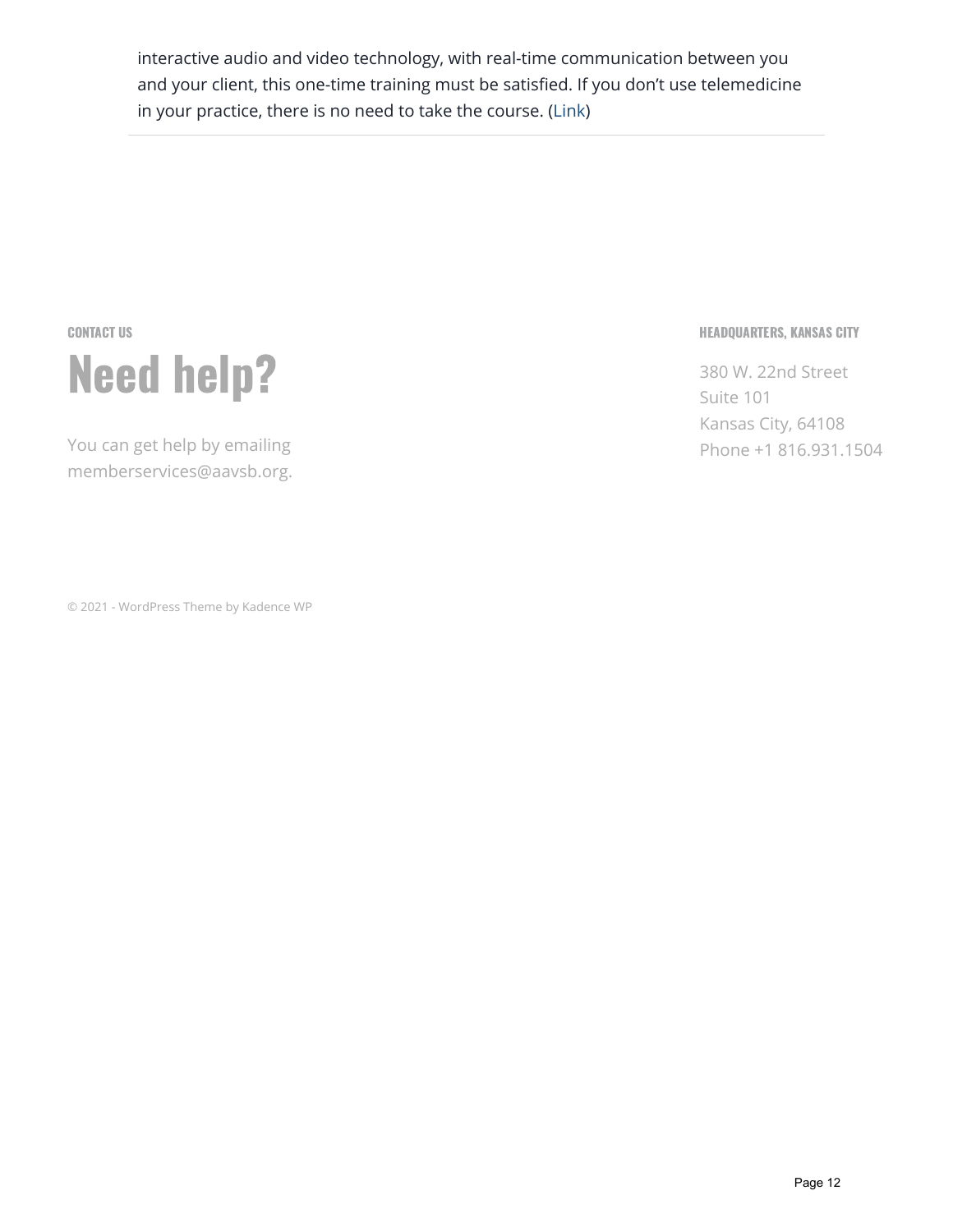interactive audio and video technology, with real-time communication between you and your client, this one-time training must be satisfied. If you don't use telemedicine in your practice, there is no need to take the course. (Link)

CONTACT US

# Need help?

You can get help by emailing memberservices@aavsb.org.

HEADQUARTERS, KANSAS CITY

380 W. 22nd Street
Suite 101
Kansas City, 64108
Phone +1 816.931.1504

© 2021 - WordPress Theme by Kadence WP